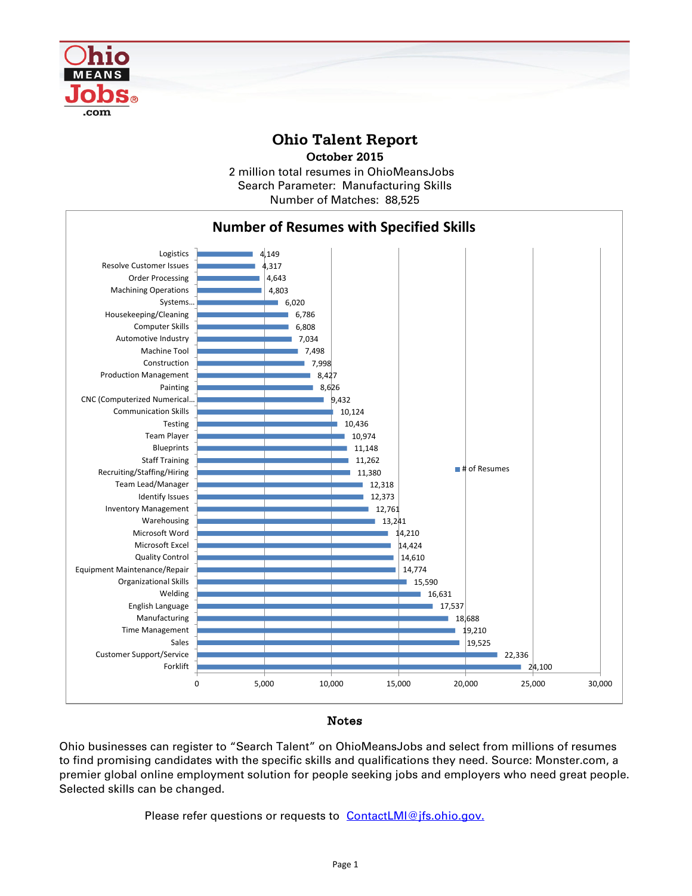# Ohio Talent Report

**October 2015**

2 million total resumes in OhioMeansJobs
Search Parameter: Manufacturing Skills
Number of Matches: 88,525

## Number of Resumes with Specified Skills

| Skill | # of Resumes |
|---|---|
| Logistics | 4,149 |
| Resolve Customer Issues | 4,317 |
| Order Processing | 4,643 |
| Machining Operations | 4,803 |
| Systems... | 6,020 |
| Housekeeping/Cleaning | 6,786 |
| Computer Skills | 6,808 |
| Automotive Industry | 7,034 |
| Machine Tool | 7,498 |
| Construction | 7,998 |
| Production Management | 8,427 |
| Painting | 8,626 |
| CNC (Computerized Numerical... | 9,432 |
| Communication Skills | 10,124 |
| Testing | 10,436 |
| Team Player | 10,974 |
| Blueprints | 11,148 |
| Staff Training | 11,262 |
| Recruiting/Staffing/Hiring | 11,380 |
| Team Lead/Manager | 12,318 |
| Identify Issues | 12,373 |
| Inventory Management | 12,761 |
| Warehousing | 13,241 |
| Microsoft Word | 14,210 |
| Microsoft Excel | 14,424 |
| Quality Control | 14,610 |
| Equipment Maintenance/Repair | 14,774 |
| Organizational Skills | 15,590 |
| Welding | 16,631 |
| English Language | 17,537 |
| Manufacturing | 18,688 |
| Time Management | 19,210 |
| Sales | 19,525 |
| Customer Support/Service | 22,336 |
| Forklift | 24,100 |

## Notes

Ohio businesses can register to "Search Talent" on OhioMeansJobs and select from millions of resumes to find promising candidates with the specific skills and qualifications they need. Source: Monster.com, a premier global online employment solution for people seeking jobs and employers who need great people. Selected skills can be changed.

Please refer questions or requests to [ContactLMI@jfs.ohio.gov.](mailto:ContactLMI@jfs.ohio.gov)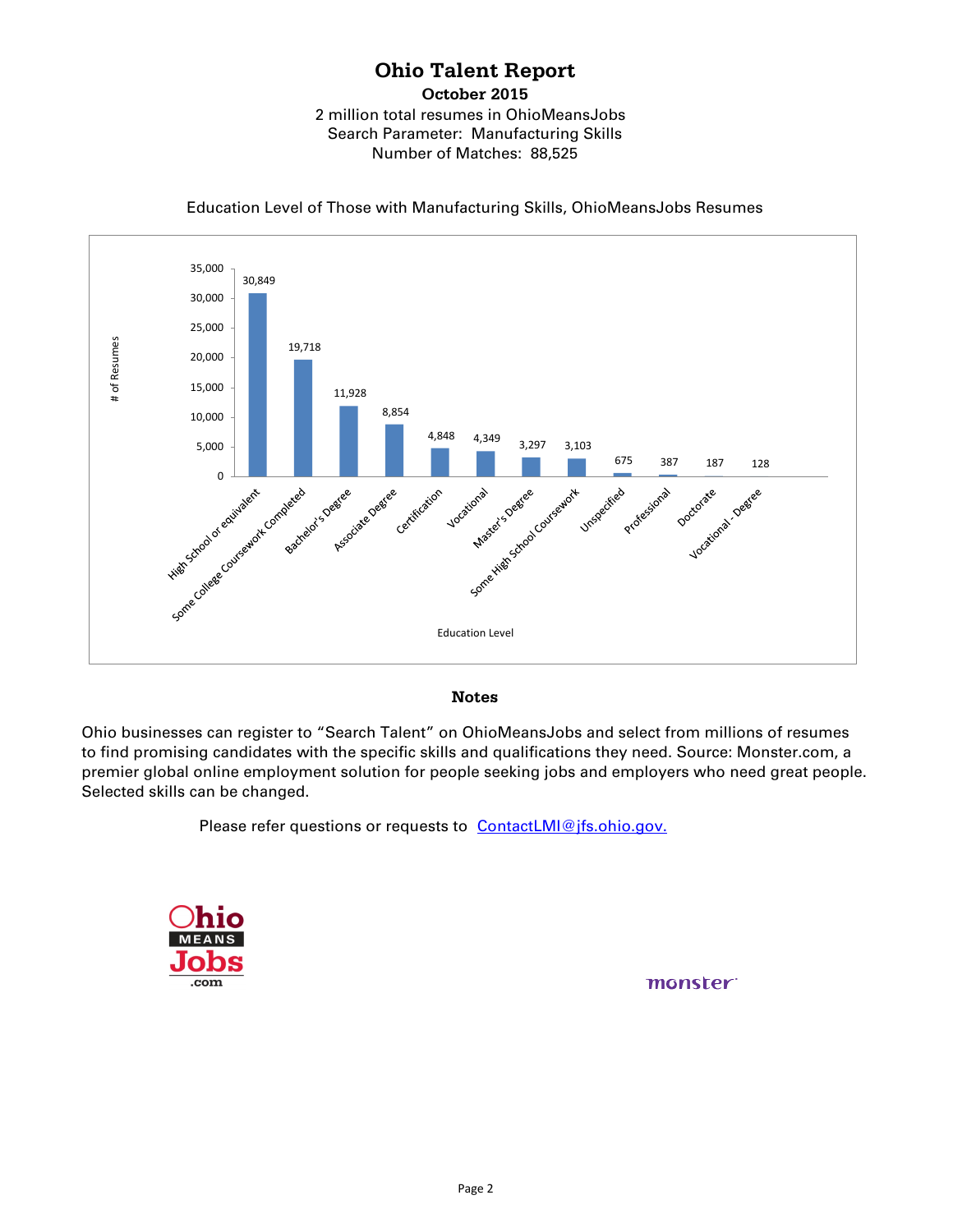# Ohio Talent Report

**October 2015**

2 million total resumes in OhioMeansJobs
Search Parameter: Manufacturing Skills
Number of Matches: 88,525

Education Level of Those with Manufacturing Skills, OhioMeansJobs Resumes

# of Resumes

35,000
30,000
25,000
20,000
15,000
10,000
5,000
0

High School or equivalent: 30,849
Some College Coursework Completed: 19,718
Bachelor's Degree: 11,928
Associate Degree: 8,854
Certification: 4,848
Vocational: 4,349
Master's Degree: 3,297
Some High School Coursework: 3,103
Unspecified: 675
Professional: 387
Doctorate: 187
Vocational - Degree: 128

Education Level

## Notes

Ohio businesses can register to "Search Talent" on OhioMeansJobs and select from millions of resumes to find promising candidates with the specific skills and qualifications they need. Source: Monster.com, a premier global online employment solution for people seeking jobs and employers who need great people. Selected skills can be changed.

Please refer questions or requests to [ContactLMI@jfs.ohio.gov.](mailto:ContactLMI@jfs.ohio.gov)

OhioMeansJobs.com

monster